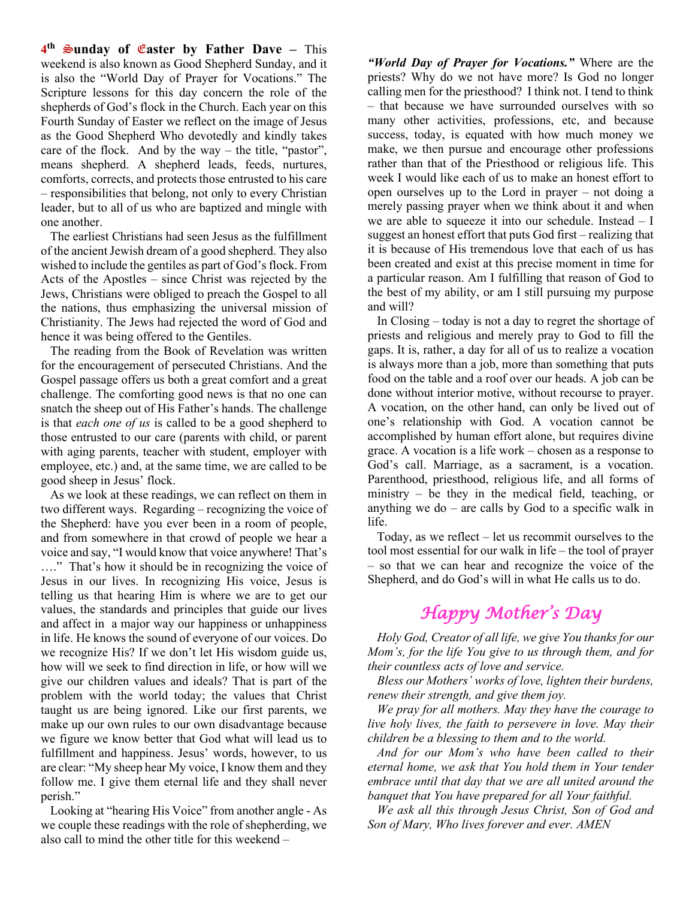**4th Sunday of Easter by Father Dave –** This weekend is also known as Good Shepherd Sunday, and it is also the "World Day of Prayer for Vocations." The Scripture lessons for this day concern the role of the shepherds of God's flock in the Church. Each year on this Fourth Sunday of Easter we reflect on the image of Jesus as the Good Shepherd Who devotedly and kindly takes care of the flock. And by the way – the title, "pastor", means shepherd. A shepherd leads, feeds, nurtures, comforts, corrects, and protects those entrusted to his care – responsibilities that belong, not only to every Christian leader, but to all of us who are baptized and mingle with one another.

The earliest Christians had seen Jesus as the fulfillment of the ancient Jewish dream of a good shepherd. They also wished to include the gentiles as part of God's flock. From Acts of the Apostles – since Christ was rejected by the Jews, Christians were obliged to preach the Gospel to all the nations, thus emphasizing the universal mission of Christianity. The Jews had rejected the word of God and hence it was being offered to the Gentiles.

The reading from the Book of Revelation was written for the encouragement of persecuted Christians. And the Gospel passage offers us both a great comfort and a great challenge. The comforting good news is that no one can snatch the sheep out of His Father's hands. The challenge is that *each one of us* is called to be a good shepherd to those entrusted to our care (parents with child, or parent with aging parents, teacher with student, employer with employee, etc.) and, at the same time, we are called to be good sheep in Jesus' flock.

As we look at these readings, we can reflect on them in two different ways. Regarding – recognizing the voice of the Shepherd: have you ever been in a room of people, and from somewhere in that crowd of people we hear a voice and say, "I would know that voice anywhere! That's …." That's how it should be in recognizing the voice of Jesus in our lives. In recognizing His voice, Jesus is telling us that hearing Him is where we are to get our values, the standards and principles that guide our lives and affect in a major way our happiness or unhappiness in life. He knows the sound of everyone of our voices. Do we recognize His? If we don't let His wisdom guide us, how will we seek to find direction in life, or how will we give our children values and ideals? That is part of the problem with the world today; the values that Christ taught us are being ignored. Like our first parents, we make up our own rules to our own disadvantage because we figure we know better that God what will lead us to fulfillment and happiness. Jesus' words, however, to us are clear: "My sheep hear My voice, I know them and they follow me. I give them eternal life and they shall never perish."

Looking at "hearing His Voice" from another angle - As we couple these readings with the role of shepherding, we also call to mind the other title for this weekend – ***"World Day of Prayer for Vocations."*** Where are the priests? Why do we not have more? Is God no longer calling men for the priesthood? I think not. I tend to think – that because we have surrounded ourselves with so many other activities, professions, etc, and because success, today, is equated with how much money we make, we then pursue and encourage other professions rather than that of the Priesthood or religious life. This week I would like each of us to make an honest effort to open ourselves up to the Lord in prayer – not doing a merely passing prayer when we think about it and when we are able to squeeze it into our schedule. Instead – I suggest an honest effort that puts God first – realizing that it is because of His tremendous love that each of us has been created and exist at this precise moment in time for a particular reason. Am I fulfilling that reason of God to the best of my ability, or am I still pursuing my purpose and will?

In Closing – today is not a day to regret the shortage of priests and religious and merely pray to God to fill the gaps. It is, rather, a day for all of us to realize a vocation is always more than a job, more than something that puts food on the table and a roof over our heads. A job can be done without interior motive, without recourse to prayer. A vocation, on the other hand, can only be lived out of one's relationship with God. A vocation cannot be accomplished by human effort alone, but requires divine grace. A vocation is a life work – chosen as a response to God's call. Marriage, as a sacrament, is a vocation. Parenthood, priesthood, religious life, and all forms of ministry – be they in the medical field, teaching, or anything we do – are calls by God to a specific walk in life.

Today, as we reflect – let us recommit ourselves to the tool most essential for our walk in life – the tool of prayer – so that we can hear and recognize the voice of the Shepherd, and do God's will in what He calls us to do.

## *Happy Mother's Day*

*Holy God, Creator of all life, we give You thanks for our Mom's, for the life You give to us through them, and for their countless acts of love and service.*

*Bless our Mothers' works of love, lighten their burdens, renew their strength, and give them joy.*

*We pray for all mothers. May they have the courage to live holy lives, the faith to persevere in love. May their children be a blessing to them and to the world.*

*And for our Mom's who have been called to their eternal home, we ask that You hold them in Your tender embrace until that day that we are all united around the banquet that You have prepared for all Your faithful.*

*We ask all this through Jesus Christ, Son of God and Son of Mary, Who lives forever and ever. AMEN*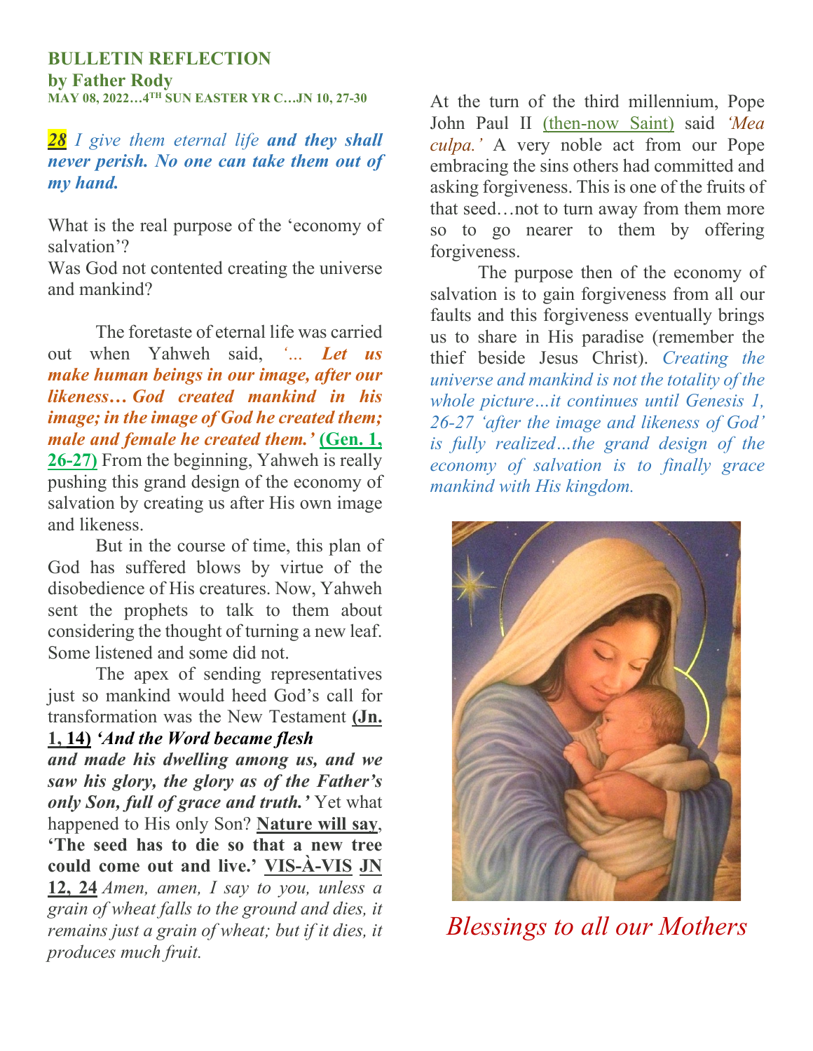## BULLETIN REFLECTION

**by Father Rody**

**MAY 08, 2022…4TH SUN EASTER YR C…JN 10, 27-30**

***28*** *I give them eternal life* ***and they shall never perish. No one can take them out of my hand.***

What is the real purpose of the 'economy of salvation'?

Was God not contented creating the universe and mankind?

The foretaste of eternal life was carried out when Yahweh said, *'… **Let us make human beings in our image, after our likeness… God created mankind in his image; in the image of God he created them; male and female he created them.'*** **(Gen. 1, 26-27)** From the beginning, Yahweh is really pushing this grand design of the economy of salvation by creating us after His own image and likeness.

But in the course of time, this plan of God has suffered blows by virtue of the disobedience of His creatures. Now, Yahweh sent the prophets to talk to them about considering the thought of turning a new leaf. Some listened and some did not.

The apex of sending representatives just so mankind would heed God's call for transformation was the New Testament **(Jn. 1, 14)** ***'And the Word became flesh and made his dwelling among us, and we saw his glory, the glory as of the Father's only Son, full of grace and truth.'*** Yet what happened to His only Son? **Nature will say**, **'The seed has to die so that a new tree could come out and live.'** **VIS-À-VIS** **JN 12, 24** *Amen, amen, I say to you, unless a grain of wheat falls to the ground and dies, it remains just a grain of wheat; but if it dies, it produces much fruit.*

At the turn of the third millennium, Pope John Paul II (then-now Saint) said *'Mea culpa.'* A very noble act from our Pope embracing the sins others had committed and asking forgiveness. This is one of the fruits of that seed…not to turn away from them more so to go nearer to them by offering forgiveness.

The purpose then of the economy of salvation is to gain forgiveness from all our faults and this forgiveness eventually brings us to share in His paradise (remember the thief beside Jesus Christ). *Creating the universe and mankind is not the totality of the whole picture…it continues until Genesis 1, 26-27 'after the image and likeness of God' is fully realized…the grand design of the economy of salvation is to finally grace mankind with His kingdom.*

*Blessings to all our Mothers*